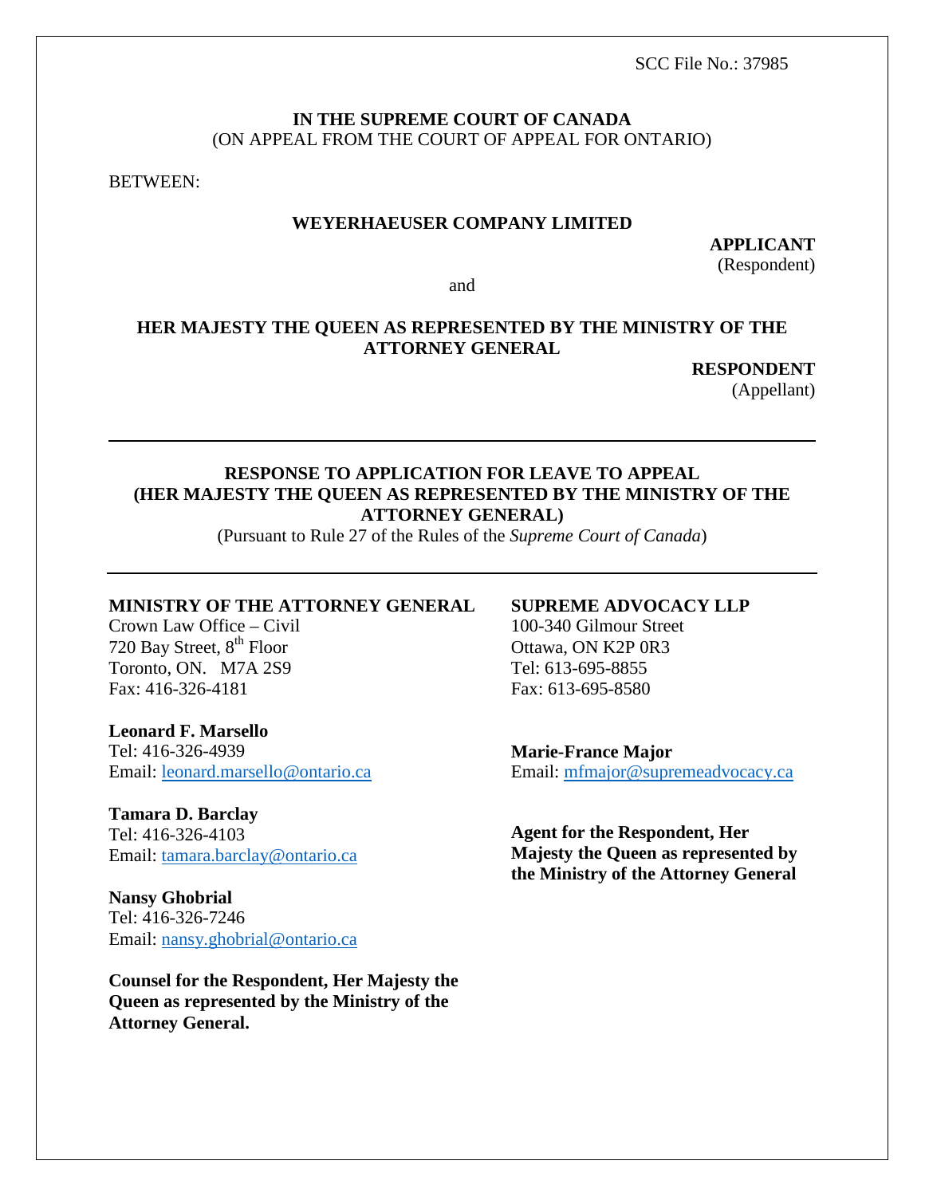SCC File No.: 37985

**IN THE SUPREME COURT OF CANADA**
(ON APPEAL FROM THE COURT OF APPEAL FOR ONTARIO)

BETWEEN:

**WEYERHAEUSER COMPANY LIMITED**

**APPLICANT**
(Respondent)

and

**HER MAJESTY THE QUEEN AS REPRESENTED BY THE MINISTRY OF THE ATTORNEY GENERAL**

**RESPONDENT**
(Appellant)

---

**RESPONSE TO APPLICATION FOR LEAVE TO APPEAL (HER MAJESTY THE QUEEN AS REPRESENTED BY THE MINISTRY OF THE ATTORNEY GENERAL)**

(Pursuant to Rule 27 of the Rules of the *Supreme Court of Canada*)

---

**MINISTRY OF THE ATTORNEY GENERAL**
Crown Law Office – Civil
720 Bay Street, 8th Floor
Toronto, ON. M7A 2S9
Fax: 416-326-4181

**Leonard F. Marsello**
Tel: 416-326-4939
Email: leonard.marsello@ontario.ca

**Tamara D. Barclay**
Tel: 416-326-4103
Email: tamara.barclay@ontario.ca

**Nansy Ghobrial**
Tel: 416-326-7246
Email: nansy.ghobrial@ontario.ca

**Counsel for the Respondent, Her Majesty the Queen as represented by the Ministry of the Attorney General.**

**SUPREME ADVOCACY LLP**
100-340 Gilmour Street
Ottawa, ON K2P 0R3
Tel: 613-695-8855
Fax: 613-695-8580

**Marie-France Major**
Email: mfmajor@supremeadvocacy.ca

**Agent for the Respondent, Her Majesty the Queen as represented by the Ministry of the Attorney General**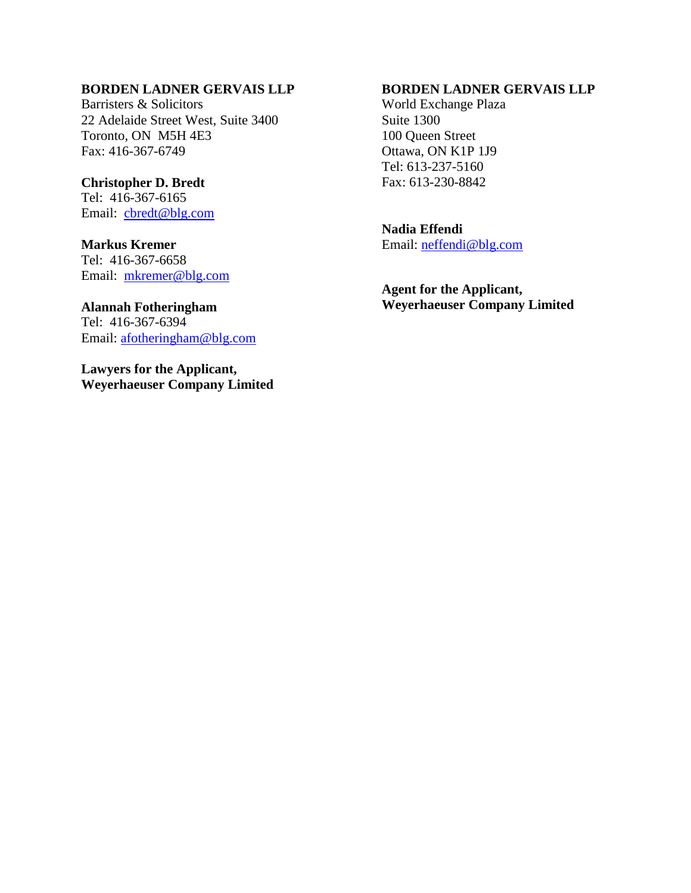**BORDEN LADNER GERVAIS LLP**
Barristers & Solicitors
22 Adelaide Street West, Suite 3400
Toronto, ON M5H 4E3
Fax: 416-367-6749

**Christopher D. Bredt**
Tel: 416-367-6165
Email: cbredt@blg.com

**Markus Kremer**
Tel: 416-367-6658
Email: mkremer@blg.com

**Alannah Fotheringham**
Tel: 416-367-6394
Email: afotheringham@blg.com

**Lawyers for the Applicant,**
**Weyerhaeuser Company Limited**

**BORDEN LADNER GERVAIS LLP**
World Exchange Plaza
Suite 1300
100 Queen Street
Ottawa, ON K1P 1J9
Tel: 613-237-5160
Fax: 613-230-8842

**Nadia Effendi**
Email: neffendi@blg.com

**Agent for the Applicant,**
**Weyerhaeuser Company Limited**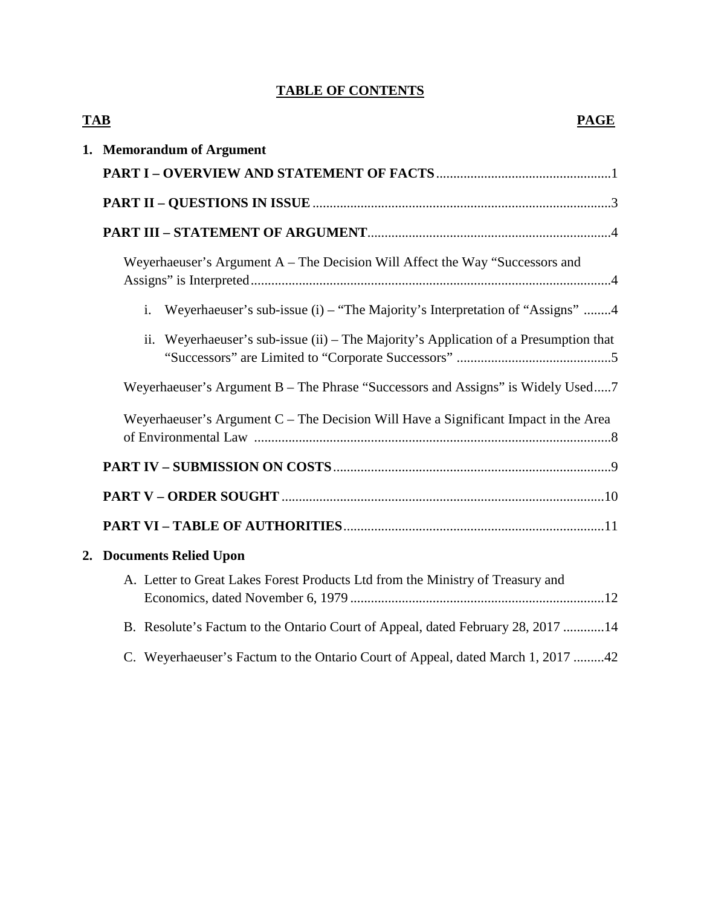# TABLE OF CONTENTS

**TAB** **PAGE**

**1. Memorandum of Argument**

**PART I – OVERVIEW AND STATEMENT OF FACTS** .......... 1

**PART II – QUESTIONS IN ISSUE** .......... 3

**PART III – STATEMENT OF ARGUMENT** .......... 4

Weyerhaeuser's Argument A – The Decision Will Affect the Way "Successors and Assigns" is Interpreted .......... 4

i. Weyerhaeuser's sub-issue (i) – "The Majority's Interpretation of "Assigns" .......... 4

ii. Weyerhaeuser's sub-issue (ii) – The Majority's Application of a Presumption that "Successors" are Limited to "Corporate Successors" .......... 5

Weyerhaeuser's Argument B – The Phrase "Successors and Assigns" is Widely Used .......... 7

Weyerhaeuser's Argument C – The Decision Will Have a Significant Impact in the Area of Environmental Law .......... 8

**PART IV – SUBMISSION ON COSTS** .......... 9

**PART V – ORDER SOUGHT** .......... 10

**PART VI – TABLE OF AUTHORITIES** .......... 11

**2. Documents Relied Upon**

A. Letter to Great Lakes Forest Products Ltd from the Ministry of Treasury and Economics, dated November 6, 1979 .......... 12

B. Resolute's Factum to the Ontario Court of Appeal, dated February 28, 2017 .......... 14

C. Weyerhaeuser's Factum to the Ontario Court of Appeal, dated March 1, 2017 .......... 42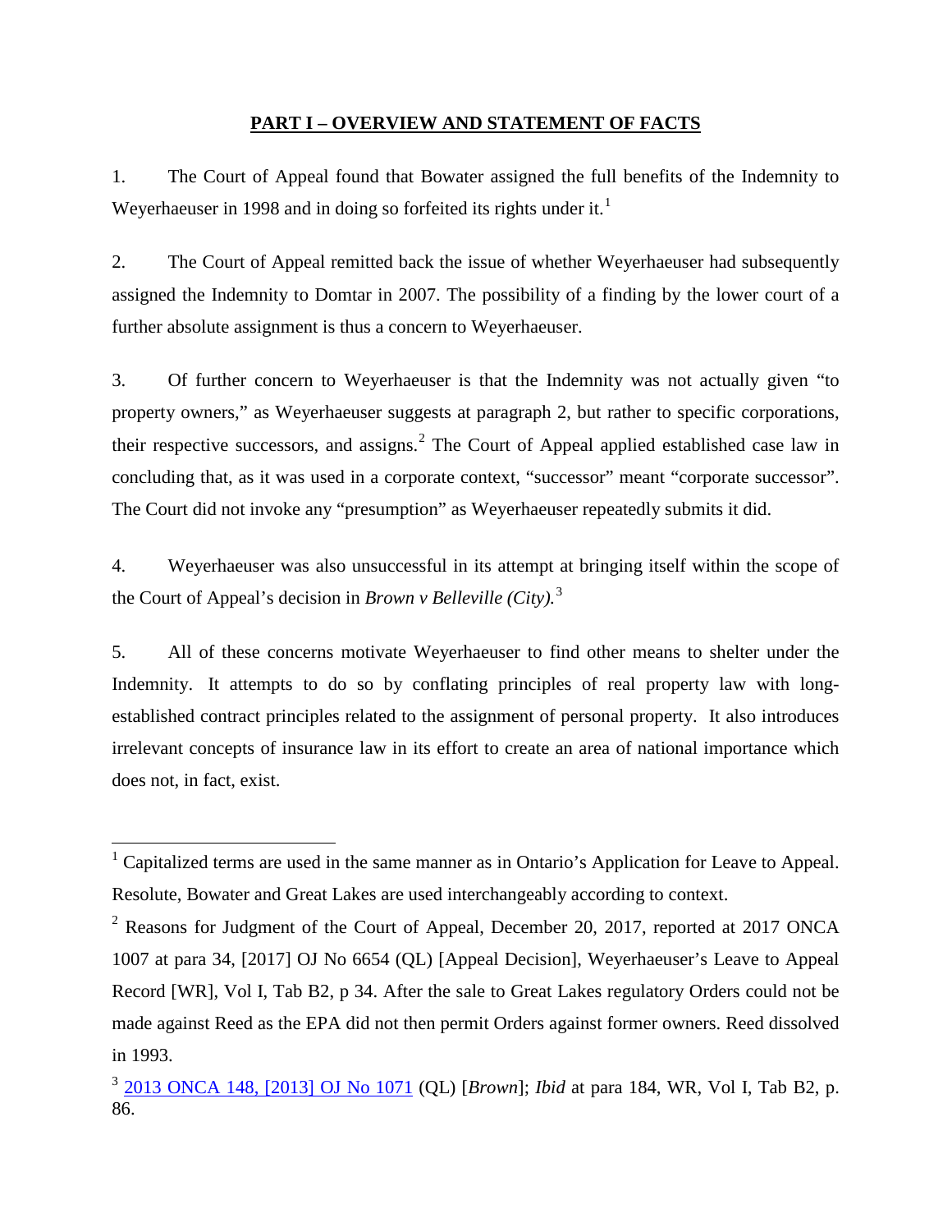## PART I – OVERVIEW AND STATEMENT OF FACTS

1. The Court of Appeal found that Bowater assigned the full benefits of the Indemnity to Weyerhaeuser in 1998 and in doing so forfeited its rights under it.[1]

2. The Court of Appeal remitted back the issue of whether Weyerhaeuser had subsequently assigned the Indemnity to Domtar in 2007. The possibility of a finding by the lower court of a further absolute assignment is thus a concern to Weyerhaeuser.

3. Of further concern to Weyerhaeuser is that the Indemnity was not actually given "to property owners," as Weyerhaeuser suggests at paragraph 2, but rather to specific corporations, their respective successors, and assigns.[2] The Court of Appeal applied established case law in concluding that, as it was used in a corporate context, "successor" meant "corporate successor". The Court did not invoke any "presumption" as Weyerhaeuser repeatedly submits it did.

4. Weyerhaeuser was also unsuccessful in its attempt at bringing itself within the scope of the Court of Appeal's decision in *Brown v Belleville (City).*[3]

5. All of these concerns motivate Weyerhaeuser to find other means to shelter under the Indemnity. It attempts to do so by conflating principles of real property law with long-established contract principles related to the assignment of personal property. It also introduces irrelevant concepts of insurance law in its effort to create an area of national importance which does not, in fact, exist.

---

[1] Capitalized terms are used in the same manner as in Ontario's Application for Leave to Appeal. Resolute, Bowater and Great Lakes are used interchangeably according to context.

[2] Reasons for Judgment of the Court of Appeal, December 20, 2017, reported at 2017 ONCA 1007 at para 34, [2017] OJ No 6654 (QL) [Appeal Decision], Weyerhaeuser's Leave to Appeal Record [WR], Vol I, Tab B2, p 34. After the sale to Great Lakes regulatory Orders could not be made against Reed as the EPA did not then permit Orders against former owners. Reed dissolved in 1993.

[3] 2013 ONCA 148, [2013] OJ No 1071 (QL) [*Brown*]; *Ibid* at para 184, WR, Vol I, Tab B2, p. 86.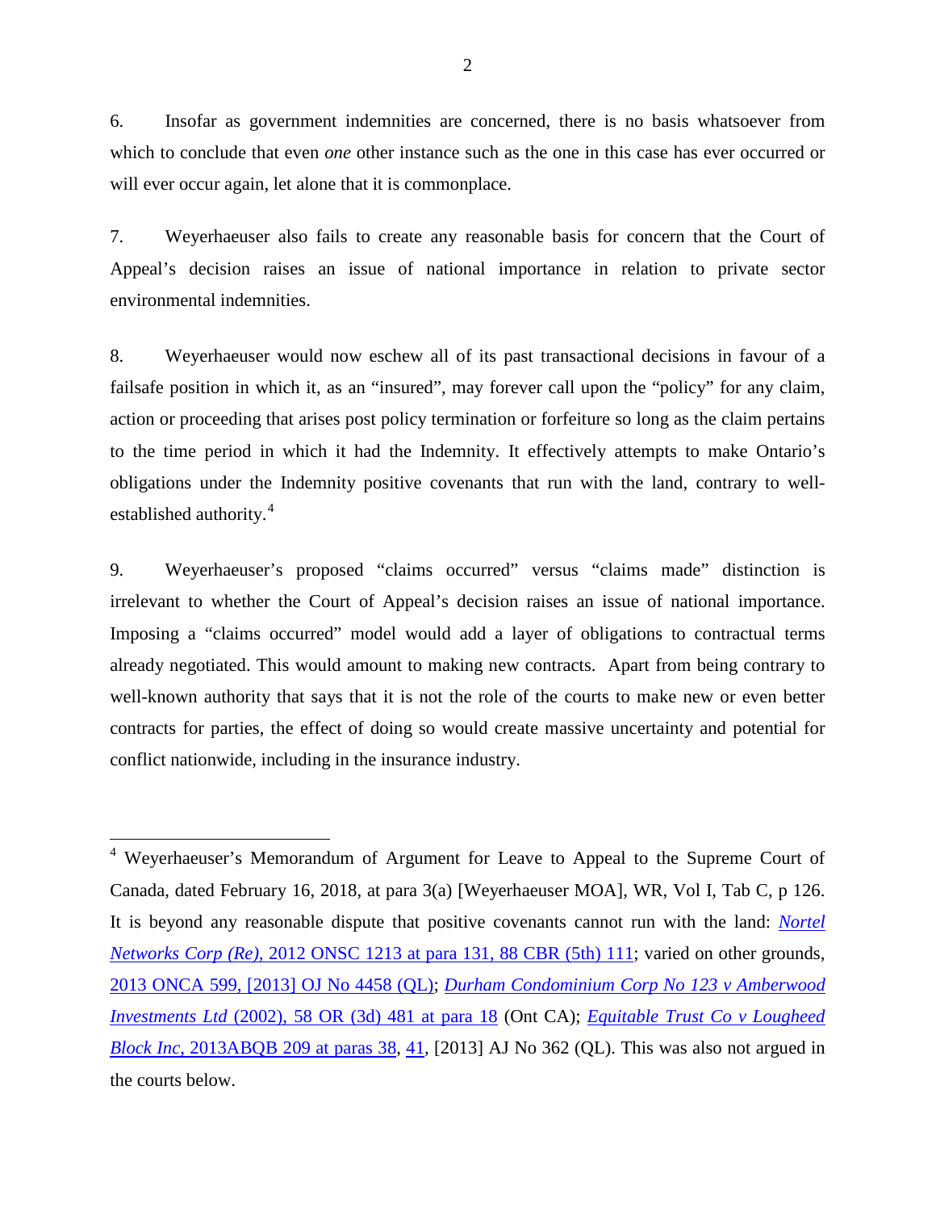6. Insofar as government indemnities are concerned, there is no basis whatsoever from which to conclude that even *one* other instance such as the one in this case has ever occurred or will ever occur again, let alone that it is commonplace.

7. Weyerhaeuser also fails to create any reasonable basis for concern that the Court of Appeal's decision raises an issue of national importance in relation to private sector environmental indemnities.

8. Weyerhaeuser would now eschew all of its past transactional decisions in favour of a failsafe position in which it, as an "insured", may forever call upon the "policy" for any claim, action or proceeding that arises post policy termination or forfeiture so long as the claim pertains to the time period in which it had the Indemnity. It effectively attempts to make Ontario's obligations under the Indemnity positive covenants that run with the land, contrary to well-established authority.[4]

9. Weyerhaeuser's proposed "claims occurred" versus "claims made" distinction is irrelevant to whether the Court of Appeal's decision raises an issue of national importance. Imposing a "claims occurred" model would add a layer of obligations to contractual terms already negotiated. This would amount to making new contracts. Apart from being contrary to well-known authority that says that it is not the role of the courts to make new or even better contracts for parties, the effect of doing so would create massive uncertainty and potential for conflict nationwide, including in the insurance industry.

---

[4] Weyerhaeuser's Memorandum of Argument for Leave to Appeal to the Supreme Court of Canada, dated February 16, 2018, at para 3(a) [Weyerhaeuser MOA], WR, Vol I, Tab C, p 126. It is beyond any reasonable dispute that positive covenants cannot run with the land: *Nortel Networks Corp (Re)*, 2012 ONSC 1213 at para 131, 88 CBR (5th) 111; varied on other grounds, 2013 ONCA 599, [2013] OJ No 4458 (QL); *Durham Condominium Corp No 123 v Amberwood Investments Ltd* (2002), 58 OR (3d) 481 at para 18 (Ont CA); *Equitable Trust Co v Lougheed Block Inc*, 2013ABQB 209 at paras 38, 41, [2013] AJ No 362 (QL). This was also not argued in the courts below.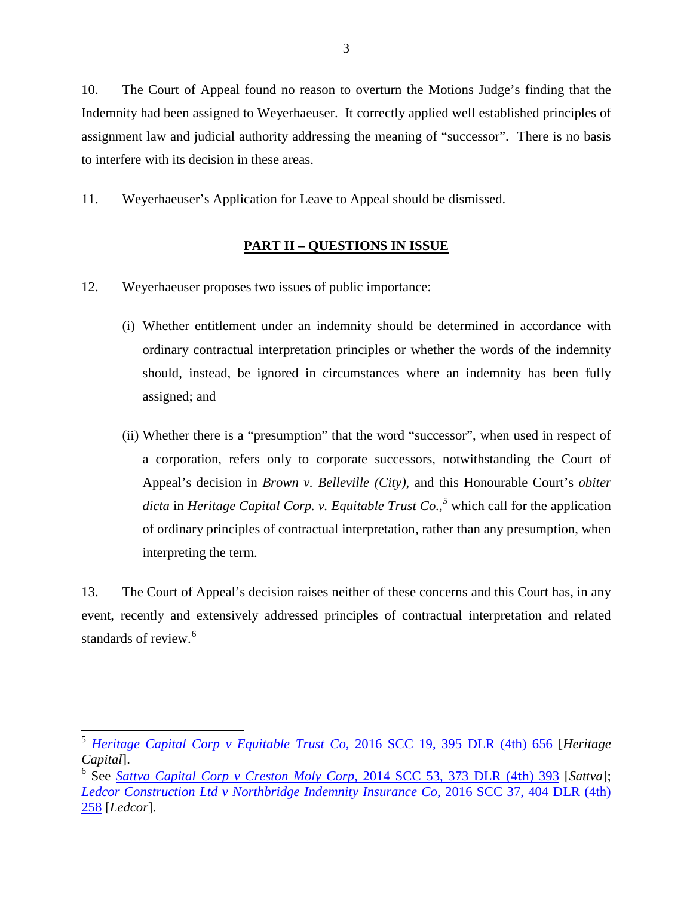10. The Court of Appeal found no reason to overturn the Motions Judge's finding that the Indemnity had been assigned to Weyerhaeuser. It correctly applied well established principles of assignment law and judicial authority addressing the meaning of "successor". There is no basis to interfere with its decision in these areas.

11. Weyerhaeuser's Application for Leave to Appeal should be dismissed.

## PART II – QUESTIONS IN ISSUE

12. Weyerhaeuser proposes two issues of public importance:

(i) Whether entitlement under an indemnity should be determined in accordance with ordinary contractual interpretation principles or whether the words of the indemnity should, instead, be ignored in circumstances where an indemnity has been fully assigned; and

(ii) Whether there is a "presumption" that the word "successor", when used in respect of a corporation, refers only to corporate successors, notwithstanding the Court of Appeal's decision in *Brown v. Belleville (City)*, and this Honourable Court's *obiter dicta* in *Heritage Capital Corp. v. Equitable Trust Co.,*[5] which call for the application of ordinary principles of contractual interpretation, rather than any presumption, when interpreting the term.

13. The Court of Appeal's decision raises neither of these concerns and this Court has, in any event, recently and extensively addressed principles of contractual interpretation and related standards of review.[6]

---

[5] *Heritage Capital Corp v Equitable Trust Co*, 2016 SCC 19, 395 DLR (4th) 656 [*Heritage Capital*].

[6] See *Sattva Capital Corp v Creston Moly Corp*, 2014 SCC 53, 373 DLR (4th) 393 [*Sattva*]; *Ledcor Construction Ltd v Northbridge Indemnity Insurance Co*, 2016 SCC 37, 404 DLR (4th) 258 [*Ledcor*].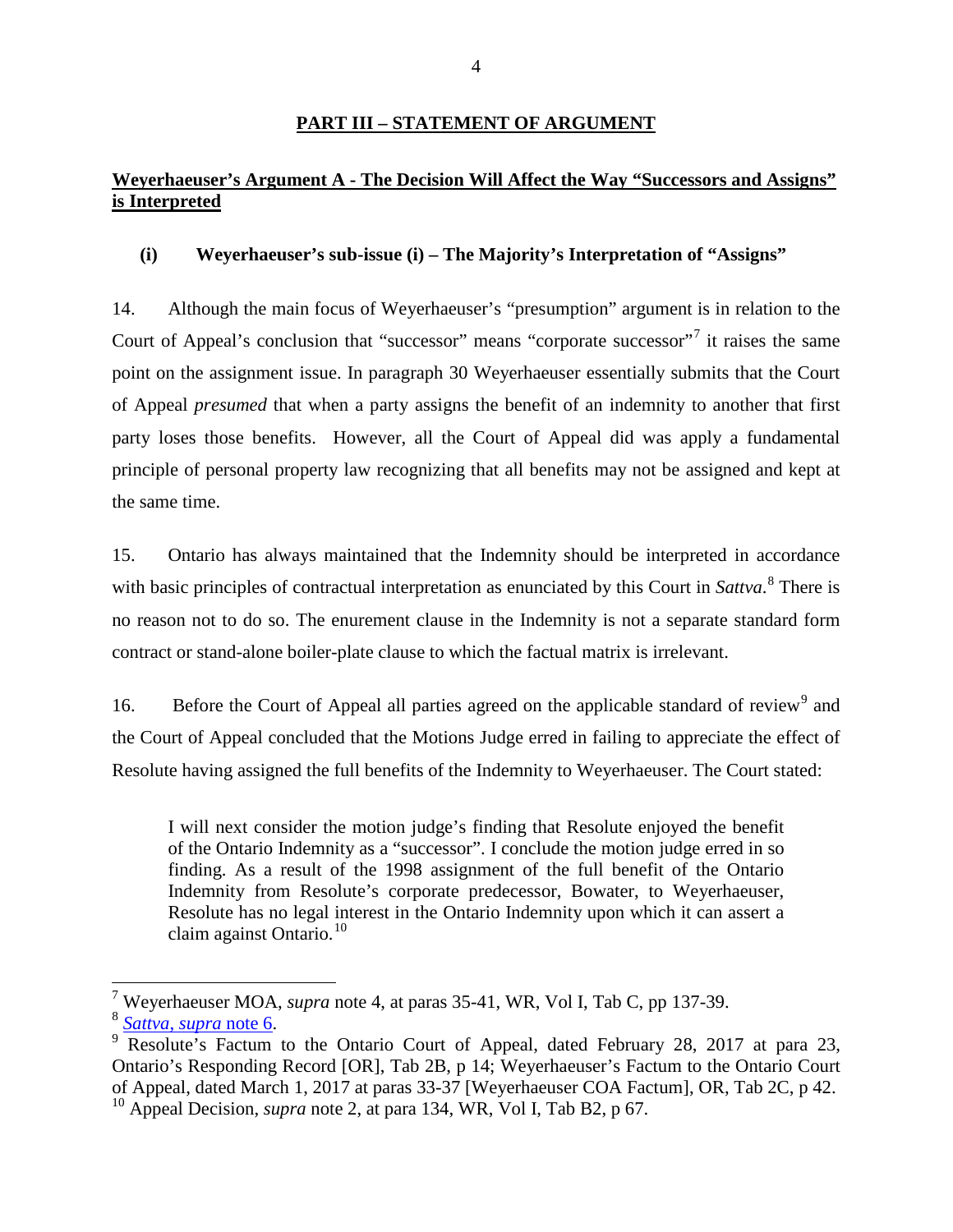## PART III – STATEMENT OF ARGUMENT

### Weyerhaeuser's Argument A - The Decision Will Affect the Way "Successors and Assigns" is Interpreted

#### (i) Weyerhaeuser's sub-issue (i) – The Majority's Interpretation of "Assigns"

14. Although the main focus of Weyerhaeuser's "presumption" argument is in relation to the Court of Appeal's conclusion that "successor" means "corporate successor"[7] it raises the same point on the assignment issue. In paragraph 30 Weyerhaeuser essentially submits that the Court of Appeal *presumed* that when a party assigns the benefit of an indemnity to another that first party loses those benefits. However, all the Court of Appeal did was apply a fundamental principle of personal property law recognizing that all benefits may not be assigned and kept at the same time.

15. Ontario has always maintained that the Indemnity should be interpreted in accordance with basic principles of contractual interpretation as enunciated by this Court in *Sattva*.[8] There is no reason not to do so. The enurement clause in the Indemnity is not a separate standard form contract or stand-alone boiler-plate clause to which the factual matrix is irrelevant.

16. Before the Court of Appeal all parties agreed on the applicable standard of review[9] and the Court of Appeal concluded that the Motions Judge erred in failing to appreciate the effect of Resolute having assigned the full benefits of the Indemnity to Weyerhaeuser. The Court stated:

> I will next consider the motion judge's finding that Resolute enjoyed the benefit of the Ontario Indemnity as a "successor". I conclude the motion judge erred in so finding. As a result of the 1998 assignment of the full benefit of the Ontario Indemnity from Resolute's corporate predecessor, Bowater, to Weyerhaeuser, Resolute has no legal interest in the Ontario Indemnity upon which it can assert a claim against Ontario.[10]

---

[7] Weyerhaeuser MOA, *supra* note 4, at paras 35-41, WR, Vol I, Tab C, pp 137-39.

[8] *Sattva, supra* note 6.

[9] Resolute's Factum to the Ontario Court of Appeal, dated February 28, 2017 at para 23, Ontario's Responding Record [OR], Tab 2B, p 14; Weyerhaeuser's Factum to the Ontario Court of Appeal, dated March 1, 2017 at paras 33-37 [Weyerhaeuser COA Factum], OR, Tab 2C, p 42.

[10] Appeal Decision, *supra* note 2, at para 134, WR, Vol I, Tab B2, p 67.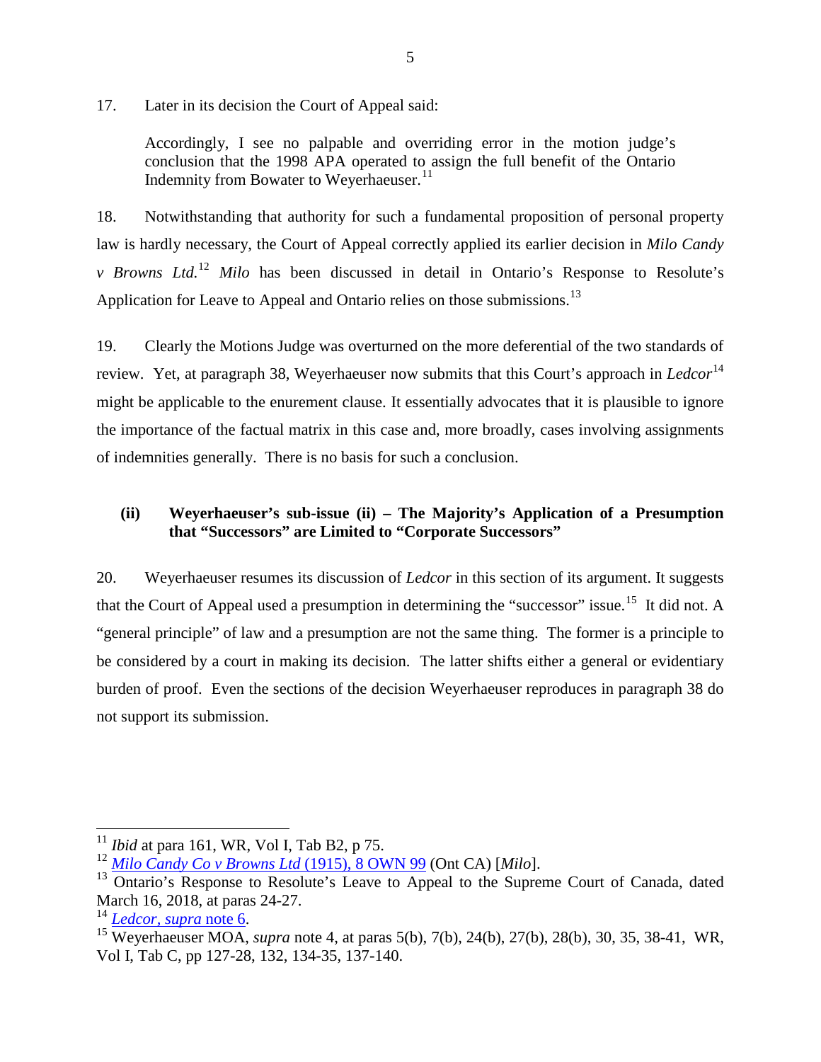17. Later in its decision the Court of Appeal said:

> Accordingly, I see no palpable and overriding error in the motion judge's conclusion that the 1998 APA operated to assign the full benefit of the Ontario Indemnity from Bowater to Weyerhaeuser.[11]

18. Notwithstanding that authority for such a fundamental proposition of personal property law is hardly necessary, the Court of Appeal correctly applied its earlier decision in *Milo Candy v Browns Ltd.*[12] *Milo* has been discussed in detail in Ontario's Response to Resolute's Application for Leave to Appeal and Ontario relies on those submissions.[13]

19. Clearly the Motions Judge was overturned on the more deferential of the two standards of review. Yet, at paragraph 38, Weyerhaeuser now submits that this Court's approach in *Ledcor*[14] might be applicable to the enurement clause. It essentially advocates that it is plausible to ignore the importance of the factual matrix in this case and, more broadly, cases involving assignments of indemnities generally. There is no basis for such a conclusion.

### (ii) Weyerhaeuser's sub-issue (ii) – The Majority's Application of a Presumption that "Successors" are Limited to "Corporate Successors"

20. Weyerhaeuser resumes its discussion of *Ledcor* in this section of its argument. It suggests that the Court of Appeal used a presumption in determining the "successor" issue.[15] It did not. A "general principle" of law and a presumption are not the same thing. The former is a principle to be considered by a court in making its decision. The latter shifts either a general or evidentiary burden of proof. Even the sections of the decision Weyerhaeuser reproduces in paragraph 38 do not support its submission.

---

[11] *Ibid* at para 161, WR, Vol I, Tab B2, p 75.

[12] *Milo Candy Co v Browns Ltd* (1915), 8 OWN 99 (Ont CA) [*Milo*].

[13] Ontario's Response to Resolute's Leave to Appeal to the Supreme Court of Canada, dated March 16, 2018, at paras 24-27.

[14] *Ledcor, supra* note 6.

[15] Weyerhaeuser MOA, *supra* note 4, at paras 5(b), 7(b), 24(b), 27(b), 28(b), 30, 35, 38-41, WR, Vol I, Tab C, pp 127-28, 132, 134-35, 137-140.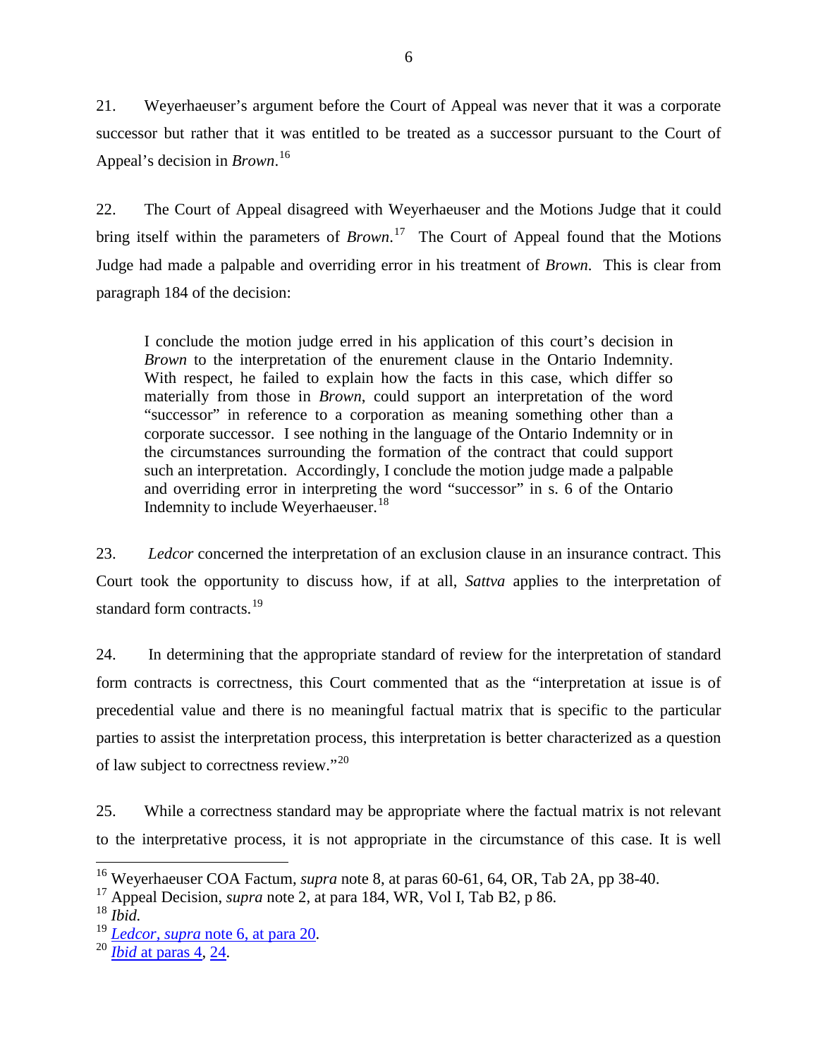21. Weyerhaeuser's argument before the Court of Appeal was never that it was a corporate successor but rather that it was entitled to be treated as a successor pursuant to the Court of Appeal's decision in *Brown*.[16]

22. The Court of Appeal disagreed with Weyerhaeuser and the Motions Judge that it could bring itself within the parameters of *Brown*.[17] The Court of Appeal found that the Motions Judge had made a palpable and overriding error in his treatment of *Brown*. This is clear from paragraph 184 of the decision:

> I conclude the motion judge erred in his application of this court's decision in *Brown* to the interpretation of the enurement clause in the Ontario Indemnity. With respect, he failed to explain how the facts in this case, which differ so materially from those in *Brown*, could support an interpretation of the word "successor" in reference to a corporation as meaning something other than a corporate successor. I see nothing in the language of the Ontario Indemnity or in the circumstances surrounding the formation of the contract that could support such an interpretation. Accordingly, I conclude the motion judge made a palpable and overriding error in interpreting the word "successor" in s. 6 of the Ontario Indemnity to include Weyerhaeuser.[18]

23. *Ledcor* concerned the interpretation of an exclusion clause in an insurance contract. This Court took the opportunity to discuss how, if at all, *Sattva* applies to the interpretation of standard form contracts.[19]

24. In determining that the appropriate standard of review for the interpretation of standard form contracts is correctness, this Court commented that as the "interpretation at issue is of precedential value and there is no meaningful factual matrix that is specific to the particular parties to assist the interpretation process, this interpretation is better characterized as a question of law subject to correctness review."[20]

25. While a correctness standard may be appropriate where the factual matrix is not relevant to the interpretative process, it is not appropriate in the circumstance of this case. It is well

---

[16] Weyerhaeuser COA Factum, *supra* note 8, at paras 60-61, 64, OR, Tab 2A, pp 38-40.

[17] Appeal Decision, *supra* note 2, at para 184, WR, Vol I, Tab B2, p 86.

[18] *Ibid.*

[19] *Ledcor, supra* note 6, at para 20.

[20] *Ibid* at paras 4, 24.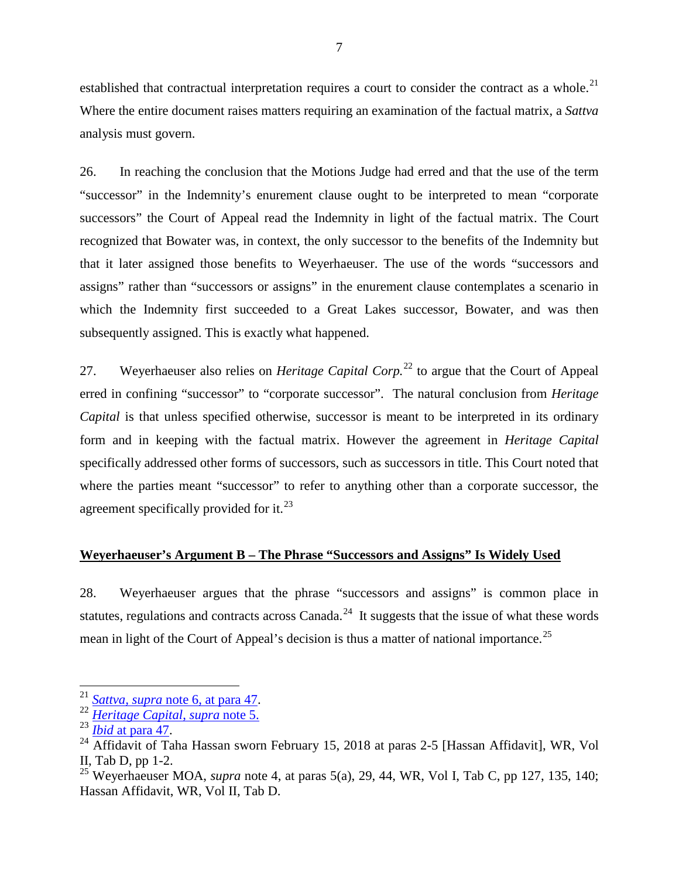established that contractual interpretation requires a court to consider the contract as a whole.[21] Where the entire document raises matters requiring an examination of the factual matrix, a *Sattva* analysis must govern.

26. In reaching the conclusion that the Motions Judge had erred and that the use of the term "successor" in the Indemnity's enurement clause ought to be interpreted to mean "corporate successors" the Court of Appeal read the Indemnity in light of the factual matrix. The Court recognized that Bowater was, in context, the only successor to the benefits of the Indemnity but that it later assigned those benefits to Weyerhaeuser. The use of the words "successors and assigns" rather than "successors or assigns" in the enurement clause contemplates a scenario in which the Indemnity first succeeded to a Great Lakes successor, Bowater, and was then subsequently assigned. This is exactly what happened.

27. Weyerhaeuser also relies on *Heritage Capital Corp.*[22] to argue that the Court of Appeal erred in confining "successor" to "corporate successor". The natural conclusion from *Heritage Capital* is that unless specified otherwise, successor is meant to be interpreted in its ordinary form and in keeping with the factual matrix. However the agreement in *Heritage Capital* specifically addressed other forms of successors, such as successors in title. This Court noted that where the parties meant "successor" to refer to anything other than a corporate successor, the agreement specifically provided for it.[23]

**Weyerhaeuser's Argument B – The Phrase "Successors and Assigns" Is Widely Used**

28. Weyerhaeuser argues that the phrase "successors and assigns" is common place in statutes, regulations and contracts across Canada.[24] It suggests that the issue of what these words mean in light of the Court of Appeal's decision is thus a matter of national importance.[25]

---

[21] *Sattva, supra* note 6, at para 47.

[22] *Heritage Capital, supra* note 5.

[23] *Ibid* at para 47.

[24] Affidavit of Taha Hassan sworn February 15, 2018 at paras 2-5 [Hassan Affidavit], WR, Vol II, Tab D, pp 1-2.

[25] Weyerhaeuser MOA, *supra* note 4, at paras 5(a), 29, 44, WR, Vol I, Tab C, pp 127, 135, 140; Hassan Affidavit, WR, Vol II, Tab D.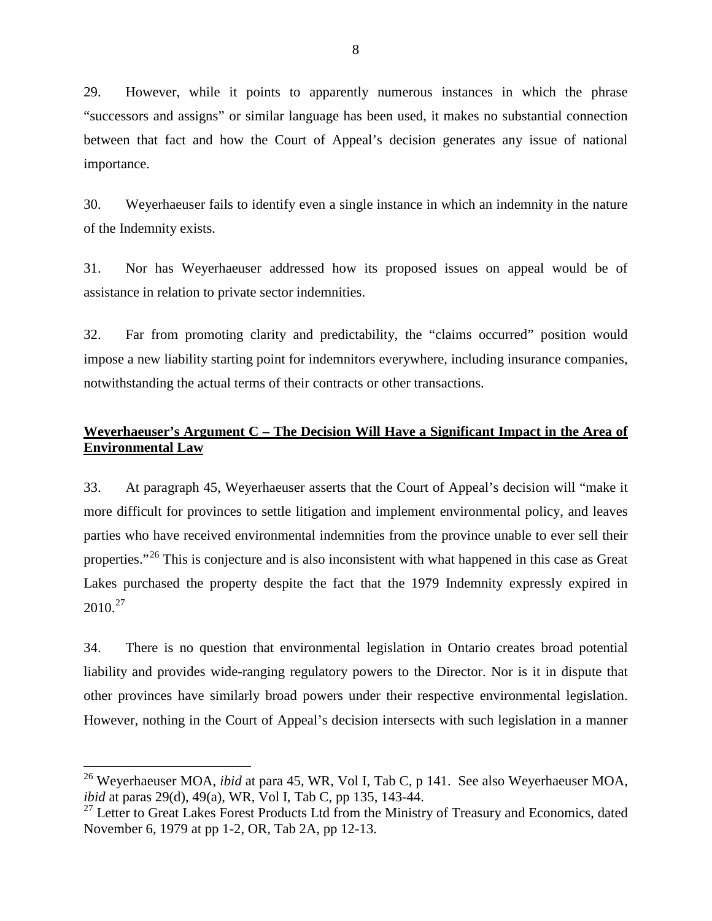29. However, while it points to apparently numerous instances in which the phrase "successors and assigns" or similar language has been used, it makes no substantial connection between that fact and how the Court of Appeal's decision generates any issue of national importance.

30. Weyerhaeuser fails to identify even a single instance in which an indemnity in the nature of the Indemnity exists.

31. Nor has Weyerhaeuser addressed how its proposed issues on appeal would be of assistance in relation to private sector indemnities.

32. Far from promoting clarity and predictability, the "claims occurred" position would impose a new liability starting point for indemnitors everywhere, including insurance companies, notwithstanding the actual terms of their contracts or other transactions.

## **Weyerhaeuser's Argument C – The Decision Will Have a Significant Impact in the Area of Environmental Law**

33. At paragraph 45, Weyerhaeuser asserts that the Court of Appeal's decision will "make it more difficult for provinces to settle litigation and implement environmental policy, and leaves parties who have received environmental indemnities from the province unable to ever sell their properties."[26] This is conjecture and is also inconsistent with what happened in this case as Great Lakes purchased the property despite the fact that the 1979 Indemnity expressly expired in 2010.[27]

34. There is no question that environmental legislation in Ontario creates broad potential liability and provides wide-ranging regulatory powers to the Director. Nor is it in dispute that other provinces have similarly broad powers under their respective environmental legislation. However, nothing in the Court of Appeal's decision intersects with such legislation in a manner

---

[26] Weyerhaeuser MOA, *ibid* at para 45, WR, Vol I, Tab C, p 141. See also Weyerhaeuser MOA, *ibid* at paras 29(d), 49(a), WR, Vol I, Tab C, pp 135, 143-44.

[27] Letter to Great Lakes Forest Products Ltd from the Ministry of Treasury and Economics, dated November 6, 1979 at pp 1-2, OR, Tab 2A, pp 12-13.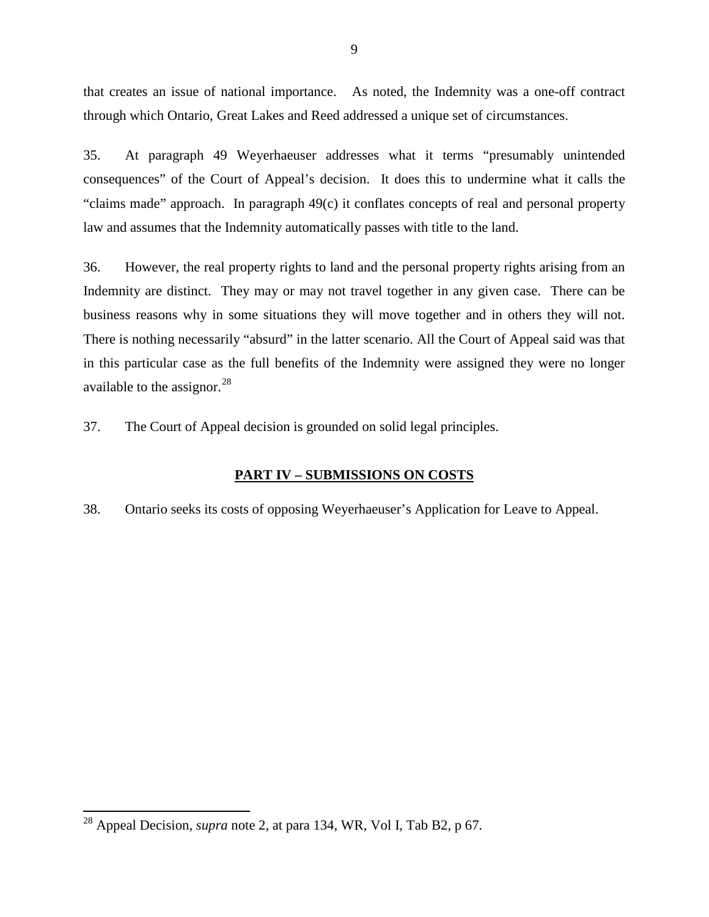that creates an issue of national importance. As noted, the Indemnity was a one-off contract through which Ontario, Great Lakes and Reed addressed a unique set of circumstances.

35. At paragraph 49 Weyerhaeuser addresses what it terms "presumably unintended consequences" of the Court of Appeal's decision. It does this to undermine what it calls the "claims made" approach. In paragraph 49(c) it conflates concepts of real and personal property law and assumes that the Indemnity automatically passes with title to the land.

36. However, the real property rights to land and the personal property rights arising from an Indemnity are distinct. They may or may not travel together in any given case. There can be business reasons why in some situations they will move together and in others they will not. There is nothing necessarily "absurd" in the latter scenario. All the Court of Appeal said was that in this particular case as the full benefits of the Indemnity were assigned they were no longer available to the assignor.[28]

37. The Court of Appeal decision is grounded on solid legal principles.

## PART IV – SUBMISSIONS ON COSTS

38. Ontario seeks its costs of opposing Weyerhaeuser's Application for Leave to Appeal.

---

[28] Appeal Decision, *supra* note 2, at para 134, WR, Vol I, Tab B2, p 67.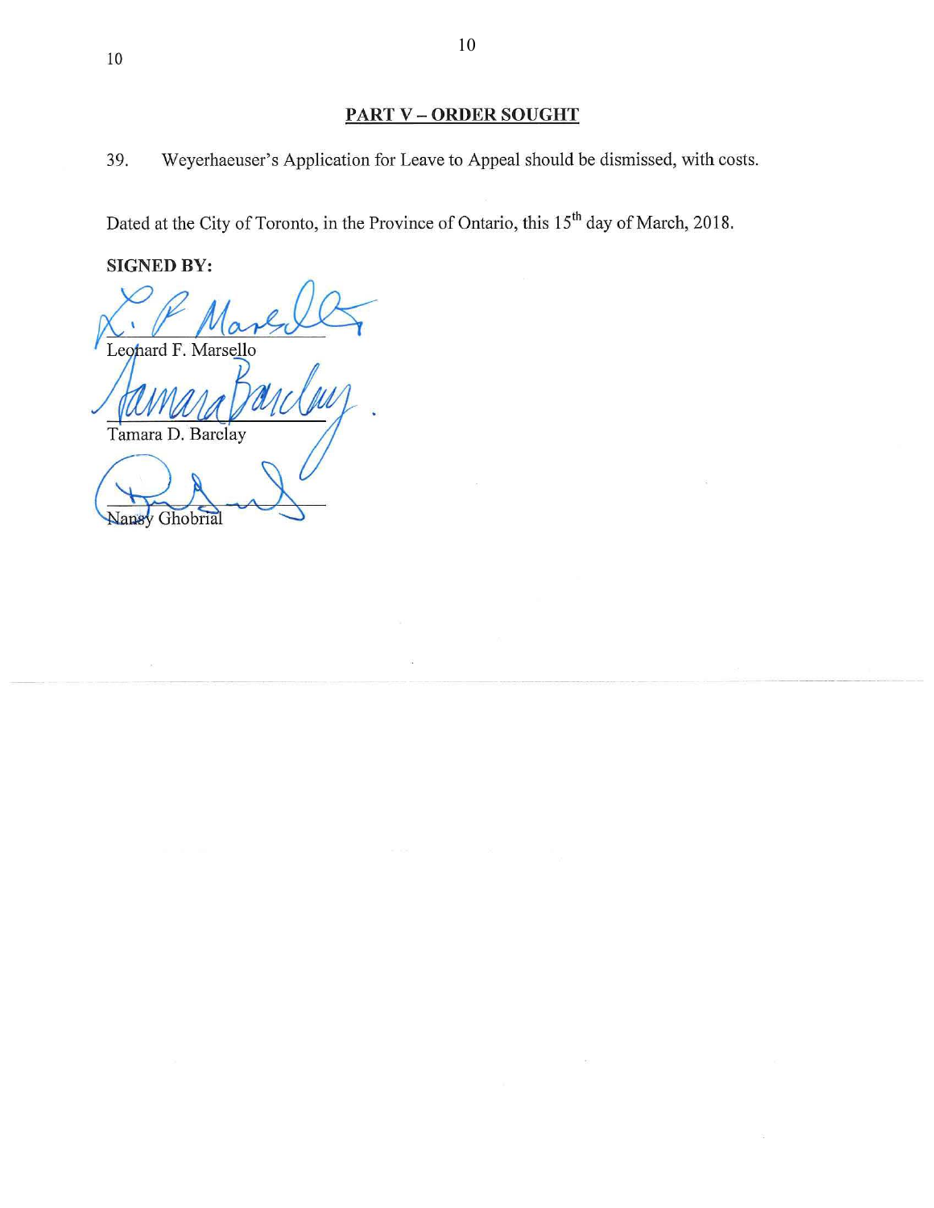## PART V – ORDER SOUGHT

39. Weyerhaeuser's Application for Leave to Appeal should be dismissed, with costs.

Dated at the City of Toronto, in the Province of Ontario, this 15th day of March, 2018.

**SIGNED BY:**

Leonard F. Marsello

Tamara D. Barclay

Nansy Ghobrial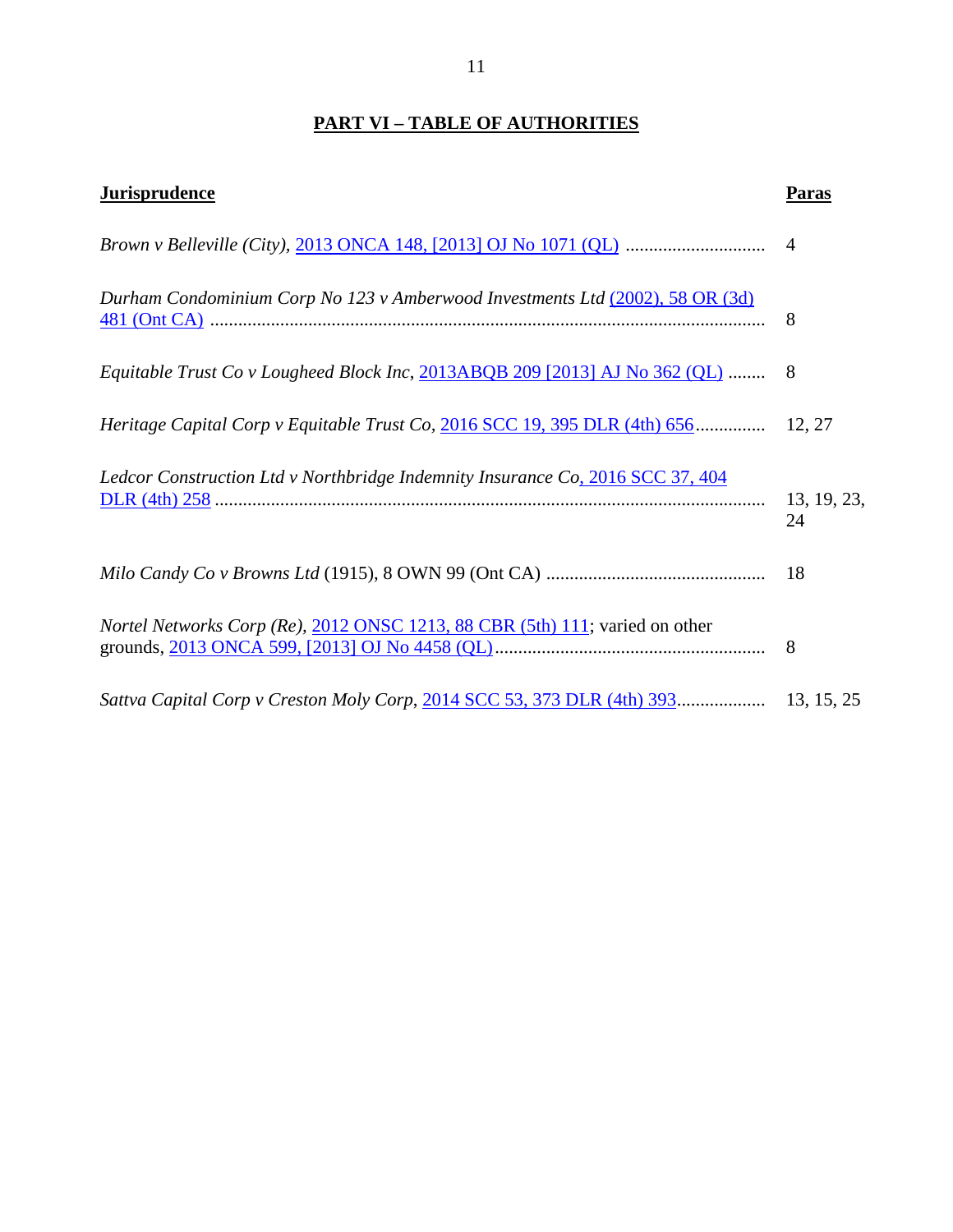## PART VI – TABLE OF AUTHORITIES

| **Jurisprudence** | **Paras** |
|---|---|
| *Brown v Belleville (City)*, 2013 ONCA 148, [2013] OJ No 1071 (QL) | 4 |
| *Durham Condominium Corp No 123 v Amberwood Investments Ltd* (2002), 58 OR (3d) 481 (Ont CA) | 8 |
| *Equitable Trust Co v Lougheed Block Inc*, 2013ABQB 209 [2013] AJ No 362 (QL) | 8 |
| *Heritage Capital Corp v Equitable Trust Co*, 2016 SCC 19, 395 DLR (4th) 656 | 12, 27 |
| *Ledcor Construction Ltd v Northbridge Indemnity Insurance Co*, 2016 SCC 37, 404 DLR (4th) 258 | 13, 19, 23, 24 |
| *Milo Candy Co v Browns Ltd* (1915), 8 OWN 99 (Ont CA) | 18 |
| *Nortel Networks Corp (Re)*, 2012 ONSC 1213, 88 CBR (5th) 111; varied on other grounds, 2013 ONCA 599, [2013] OJ No 4458 (QL) | 8 |
| *Sattva Capital Corp v Creston Moly Corp*, 2014 SCC 53, 373 DLR (4th) 393 | 13, 15, 25 |